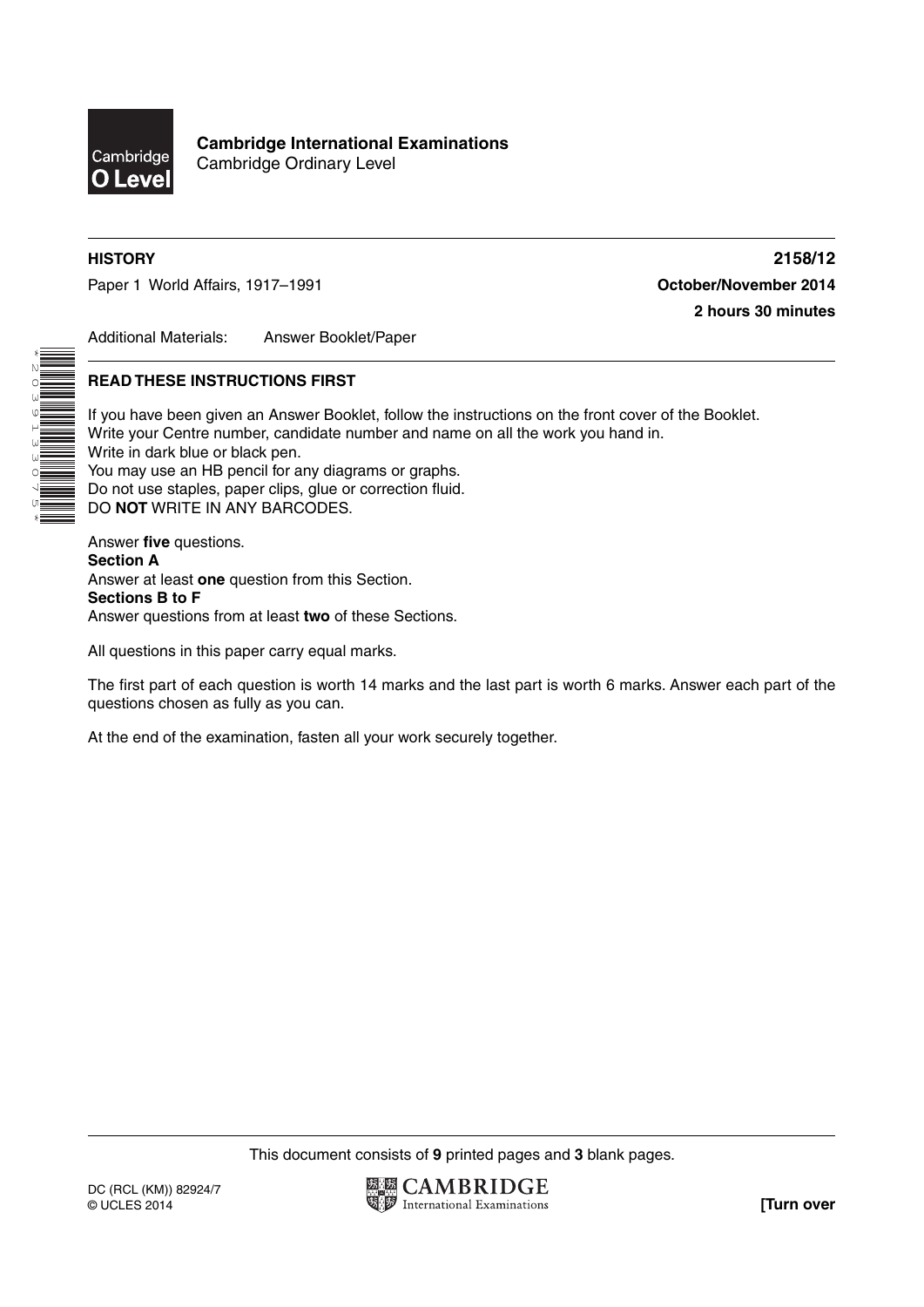**Cambridge International Examinations**
Cambridge Ordinary Level

**HISTORY** **2158/12**

Paper 1 World Affairs, 1917–1991 **October/November 2014**

**2 hours 30 minutes**

Additional Materials: Answer Booklet/Paper

**READ THESE INSTRUCTIONS FIRST**

If you have been given an Answer Booklet, follow the instructions on the front cover of the Booklet.
Write your Centre number, candidate number and name on all the work you hand in.
Write in dark blue or black pen.
You may use an HB pencil for any diagrams or graphs.
Do not use staples, paper clips, glue or correction fluid.
DO **NOT** WRITE IN ANY BARCODES.

Answer **five** questions.
**Section A**
Answer at least **one** question from this Section.
**Sections B to F**
Answer questions from at least **two** of these Sections.

All questions in this paper carry equal marks.

The first part of each question is worth 14 marks and the last part is worth 6 marks. Answer each part of the questions chosen as fully as you can.

At the end of the examination, fasten all your work securely together.

This document consists of **9** printed pages and **3** blank pages.

DC (RCL (KM)) 82924/7
© UCLES 2014

**[Turn over**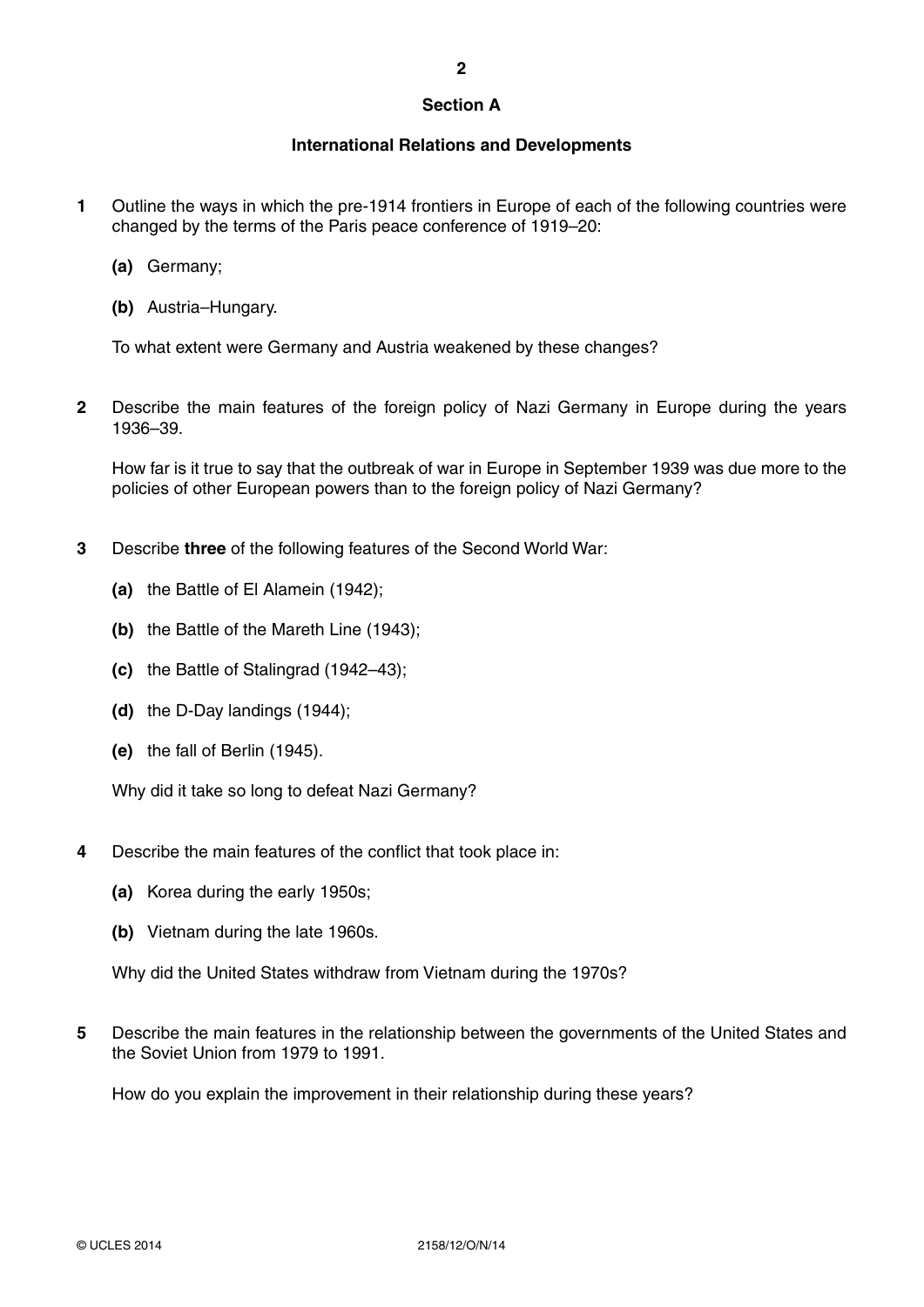## Section A

### International Relations and Developments

**1** Outline the ways in which the pre-1914 frontiers in Europe of each of the following countries were changed by the terms of the Paris peace conference of 1919–20:

**(a)** Germany;

**(b)** Austria–Hungary.

To what extent were Germany and Austria weakened by these changes?

**2** Describe the main features of the foreign policy of Nazi Germany in Europe during the years 1936–39.

How far is it true to say that the outbreak of war in Europe in September 1939 was due more to the policies of other European powers than to the foreign policy of Nazi Germany?

**3** Describe **three** of the following features of the Second World War:

**(a)** the Battle of El Alamein (1942);

**(b)** the Battle of the Mareth Line (1943);

**(c)** the Battle of Stalingrad (1942–43);

**(d)** the D-Day landings (1944);

**(e)** the fall of Berlin (1945).

Why did it take so long to defeat Nazi Germany?

**4** Describe the main features of the conflict that took place in:

**(a)** Korea during the early 1950s;

**(b)** Vietnam during the late 1960s.

Why did the United States withdraw from Vietnam during the 1970s?

**5** Describe the main features in the relationship between the governments of the United States and the Soviet Union from 1979 to 1991.

How do you explain the improvement in their relationship during these years?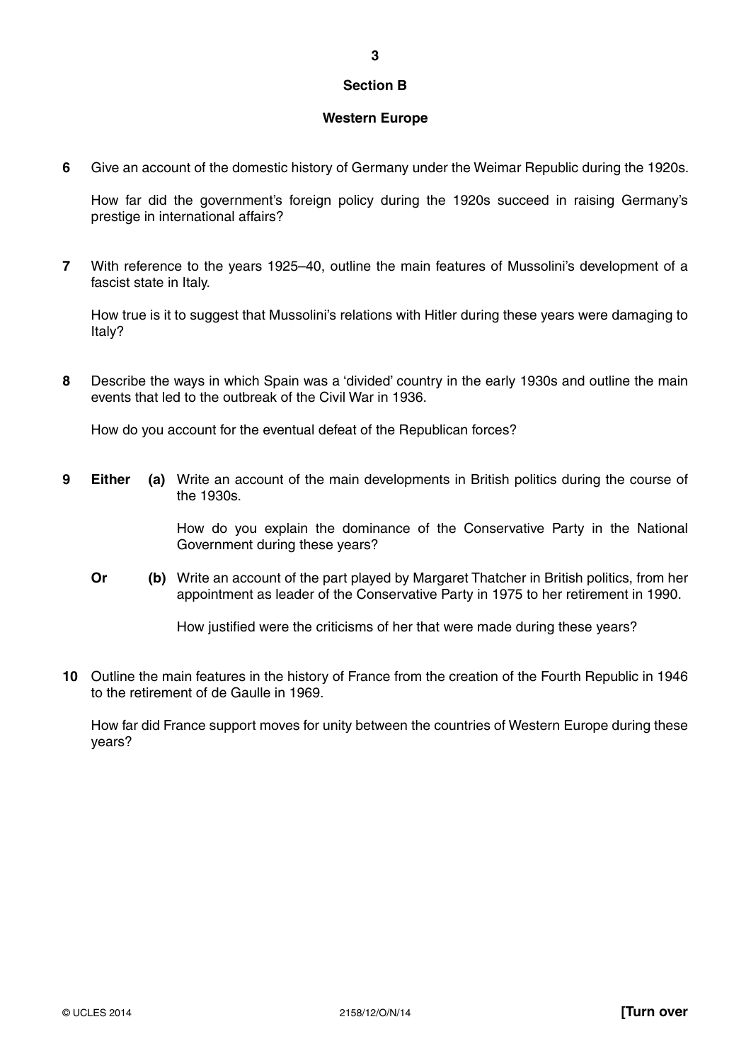## Section B

## Western Europe

**6** Give an account of the domestic history of Germany under the Weimar Republic during the 1920s.

How far did the government's foreign policy during the 1920s succeed in raising Germany's prestige in international affairs?

**7** With reference to the years 1925–40, outline the main features of Mussolini's development of a fascist state in Italy.

How true is it to suggest that Mussolini's relations with Hitler during these years were damaging to Italy?

**8** Describe the ways in which Spain was a 'divided' country in the early 1930s and outline the main events that led to the outbreak of the Civil War in 1936.

How do you account for the eventual defeat of the Republican forces?

**9** **Either** **(a)** Write an account of the main developments in British politics during the course of the 1930s.

How do you explain the dominance of the Conservative Party in the National Government during these years?

**Or** **(b)** Write an account of the part played by Margaret Thatcher in British politics, from her appointment as leader of the Conservative Party in 1975 to her retirement in 1990.

How justified were the criticisms of her that were made during these years?

**10** Outline the main features in the history of France from the creation of the Fourth Republic in 1946 to the retirement of de Gaulle in 1969.

How far did France support moves for unity between the countries of Western Europe during these years?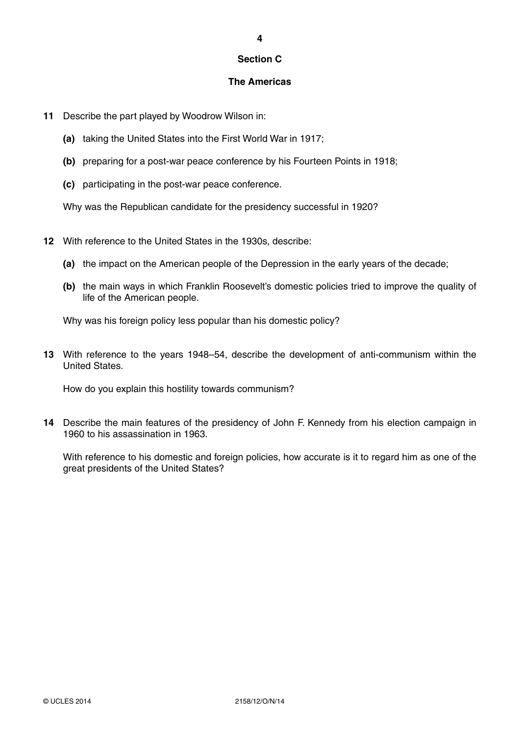## Section C

## The Americas

**11** Describe the part played by Woodrow Wilson in:

**(a)** taking the United States into the First World War in 1917;

**(b)** preparing for a post-war peace conference by his Fourteen Points in 1918;

**(c)** participating in the post-war peace conference.

Why was the Republican candidate for the presidency successful in 1920?

**12** With reference to the United States in the 1930s, describe:

**(a)** the impact on the American people of the Depression in the early years of the decade;

**(b)** the main ways in which Franklin Roosevelt's domestic policies tried to improve the quality of life of the American people.

Why was his foreign policy less popular than his domestic policy?

**13** With reference to the years 1948–54, describe the development of anti-communism within the United States.

How do you explain this hostility towards communism?

**14** Describe the main features of the presidency of John F. Kennedy from his election campaign in 1960 to his assassination in 1963.

With reference to his domestic and foreign policies, how accurate is it to regard him as one of the great presidents of the United States?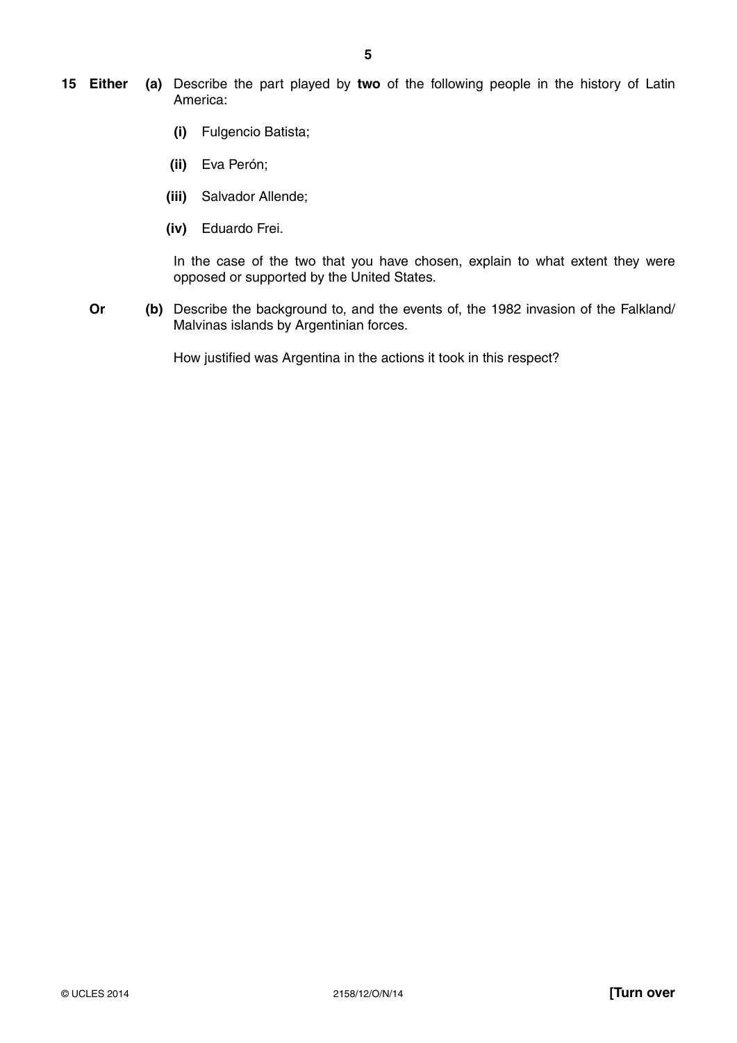**15 Either (a)** Describe the part played by **two** of the following people in the history of Latin America:

**(i)** Fulgencio Batista;

**(ii)** Eva Perón;

**(iii)** Salvador Allende;

**(iv)** Eduardo Frei.

In the case of the two that you have chosen, explain to what extent they were opposed or supported by the United States.

**Or (b)** Describe the background to, and the events of, the 1982 invasion of the Falkland/ Malvinas islands by Argentinian forces.

How justified was Argentina in the actions it took in this respect?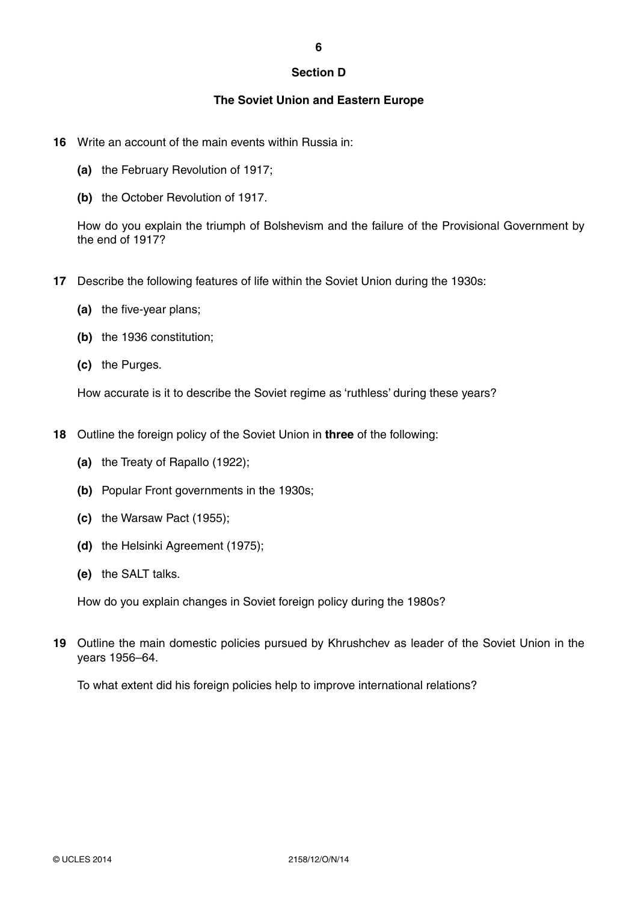## Section D

### The Soviet Union and Eastern Europe

**16** Write an account of the main events within Russia in:

**(a)** the February Revolution of 1917;

**(b)** the October Revolution of 1917.

How do you explain the triumph of Bolshevism and the failure of the Provisional Government by the end of 1917?

**17** Describe the following features of life within the Soviet Union during the 1930s:

**(a)** the five-year plans;

**(b)** the 1936 constitution;

**(c)** the Purges.

How accurate is it to describe the Soviet regime as 'ruthless' during these years?

**18** Outline the foreign policy of the Soviet Union in **three** of the following:

**(a)** the Treaty of Rapallo (1922);

**(b)** Popular Front governments in the 1930s;

**(c)** the Warsaw Pact (1955);

**(d)** the Helsinki Agreement (1975);

**(e)** the SALT talks.

How do you explain changes in Soviet foreign policy during the 1980s?

**19** Outline the main domestic policies pursued by Khrushchev as leader of the Soviet Union in the years 1956–64.

To what extent did his foreign policies help to improve international relations?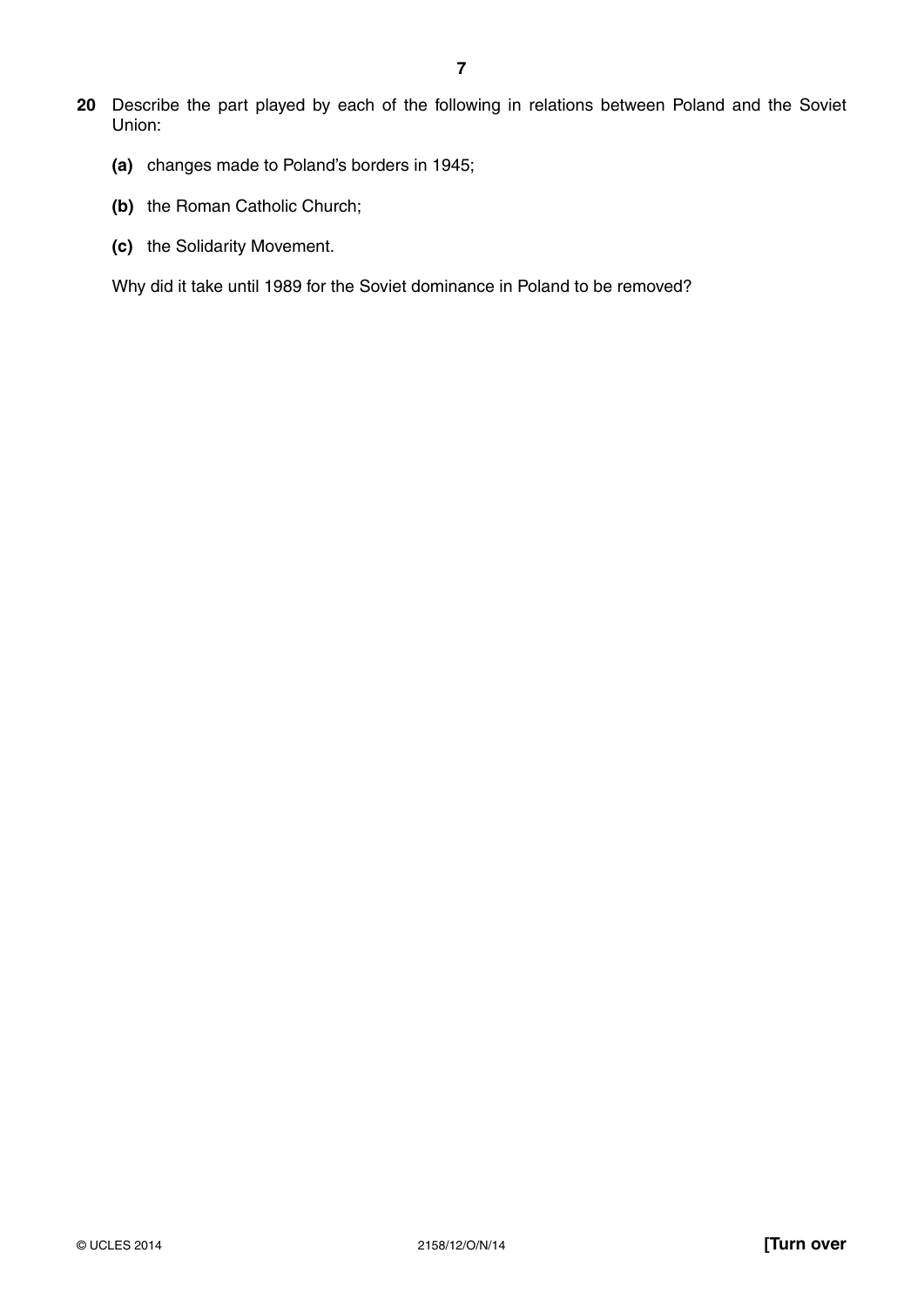**20** Describe the part played by each of the following in relations between Poland and the Soviet Union:

**(a)** changes made to Poland's borders in 1945;

**(b)** the Roman Catholic Church;

**(c)** the Solidarity Movement.

Why did it take until 1989 for the Soviet dominance in Poland to be removed?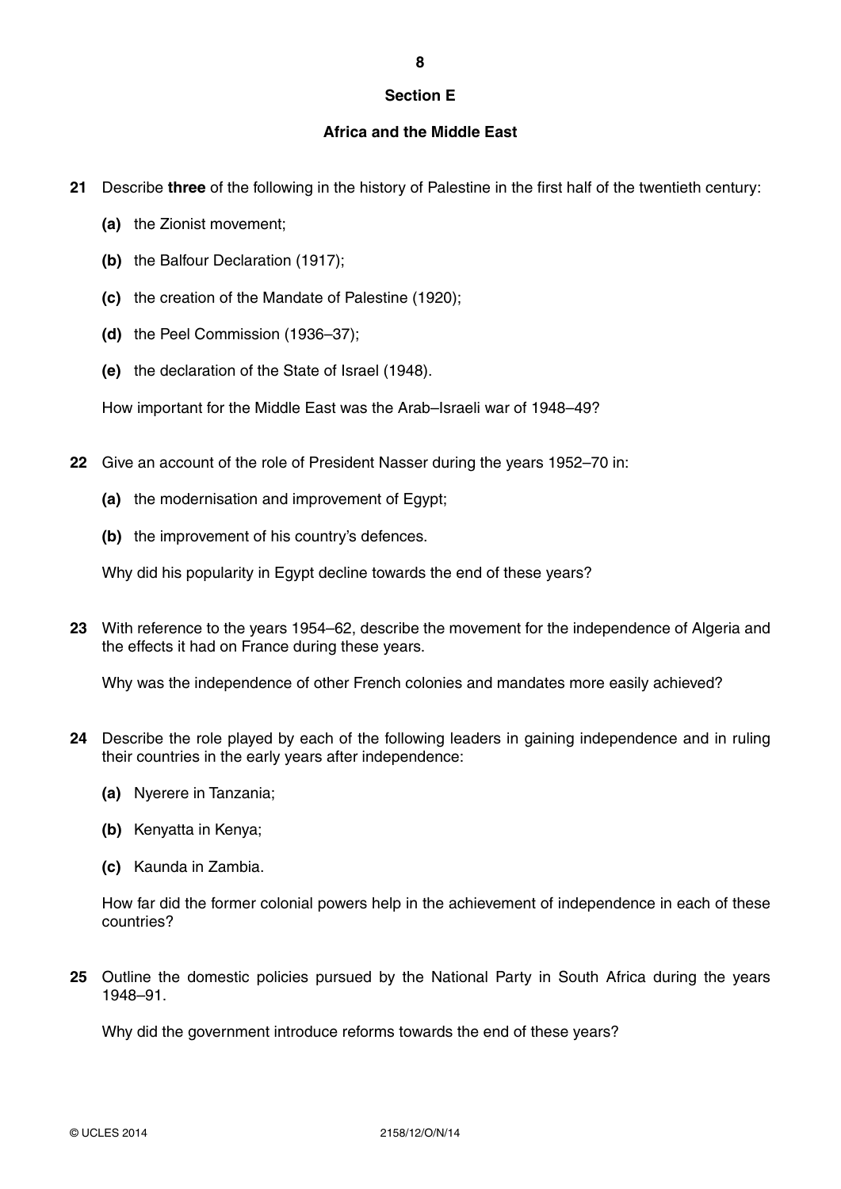## Section E

## Africa and the Middle East

**21** Describe **three** of the following in the history of Palestine in the first half of the twentieth century:

- **(a)** the Zionist movement;
- **(b)** the Balfour Declaration (1917);
- **(c)** the creation of the Mandate of Palestine (1920);
- **(d)** the Peel Commission (1936–37);
- **(e)** the declaration of the State of Israel (1948).

How important for the Middle East was the Arab–Israeli war of 1948–49?

**22** Give an account of the role of President Nasser during the years 1952–70 in:

- **(a)** the modernisation and improvement of Egypt;
- **(b)** the improvement of his country's defences.

Why did his popularity in Egypt decline towards the end of these years?

**23** With reference to the years 1954–62, describe the movement for the independence of Algeria and the effects it had on France during these years.

Why was the independence of other French colonies and mandates more easily achieved?

**24** Describe the role played by each of the following leaders in gaining independence and in ruling their countries in the early years after independence:

- **(a)** Nyerere in Tanzania;
- **(b)** Kenyatta in Kenya;
- **(c)** Kaunda in Zambia.

How far did the former colonial powers help in the achievement of independence in each of these countries?

**25** Outline the domestic policies pursued by the National Party in South Africa during the years 1948–91.

Why did the government introduce reforms towards the end of these years?

© UCLES 2014 2158/12/O/N/14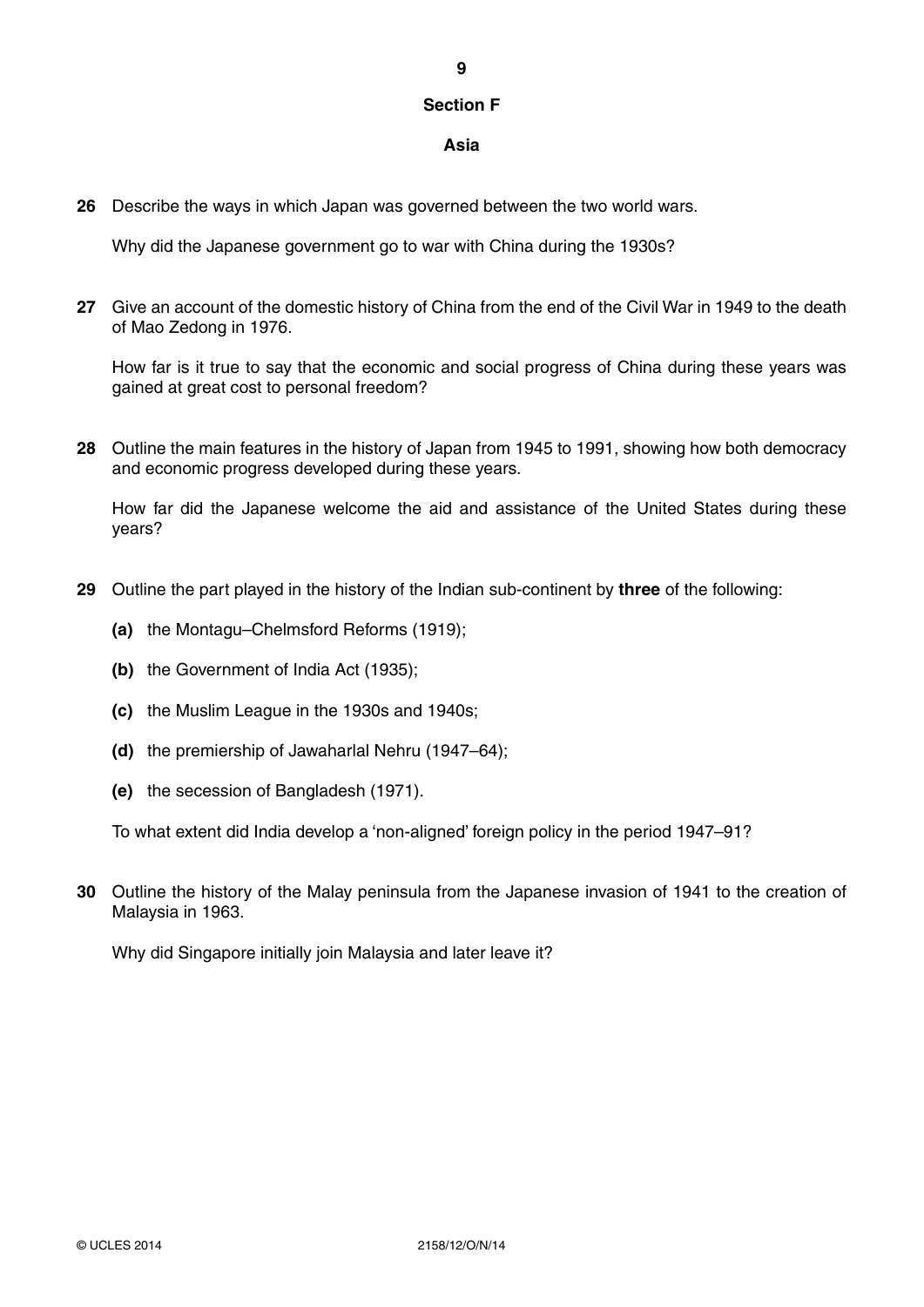## Section F

### Asia

**26** Describe the ways in which Japan was governed between the two world wars.

Why did the Japanese government go to war with China during the 1930s?

**27** Give an account of the domestic history of China from the end of the Civil War in 1949 to the death of Mao Zedong in 1976.

How far is it true to say that the economic and social progress of China during these years was gained at great cost to personal freedom?

**28** Outline the main features in the history of Japan from 1945 to 1991, showing how both democracy and economic progress developed during these years.

How far did the Japanese welcome the aid and assistance of the United States during these years?

**29** Outline the part played in the history of the Indian sub-continent by **three** of the following:

**(a)** the Montagu–Chelmsford Reforms (1919);

**(b)** the Government of India Act (1935);

**(c)** the Muslim League in the 1930s and 1940s;

**(d)** the premiership of Jawaharlal Nehru (1947–64);

**(e)** the secession of Bangladesh (1971).

To what extent did India develop a 'non-aligned' foreign policy in the period 1947–91?

**30** Outline the history of the Malay peninsula from the Japanese invasion of 1941 to the creation of Malaysia in 1963.

Why did Singapore initially join Malaysia and later leave it?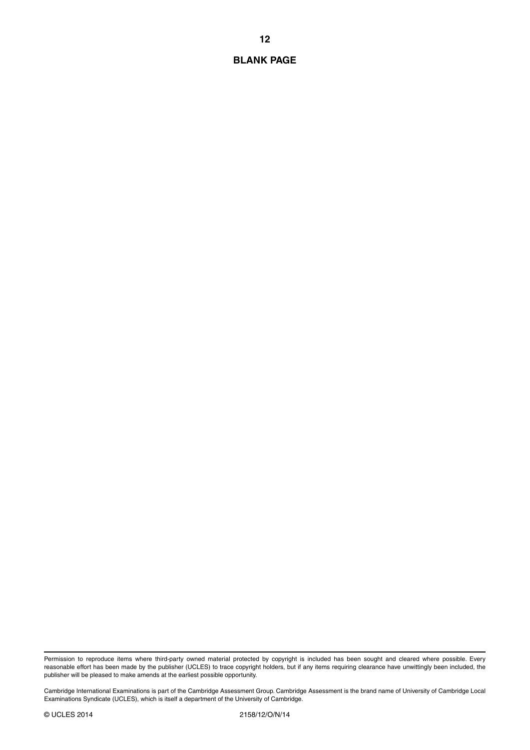**BLANK PAGE**

Permission to reproduce items where third-party owned material protected by copyright is included has been sought and cleared where possible. Every reasonable effort has been made by the publisher (UCLES) to trace copyright holders, but if any items requiring clearance have unwittingly been included, the publisher will be pleased to make amends at the earliest possible opportunity.

Cambridge International Examinations is part of the Cambridge Assessment Group. Cambridge Assessment is the brand name of University of Cambridge Local Examinations Syndicate (UCLES), which is itself a department of the University of Cambridge.

© UCLES 2014 2158/12/O/N/14